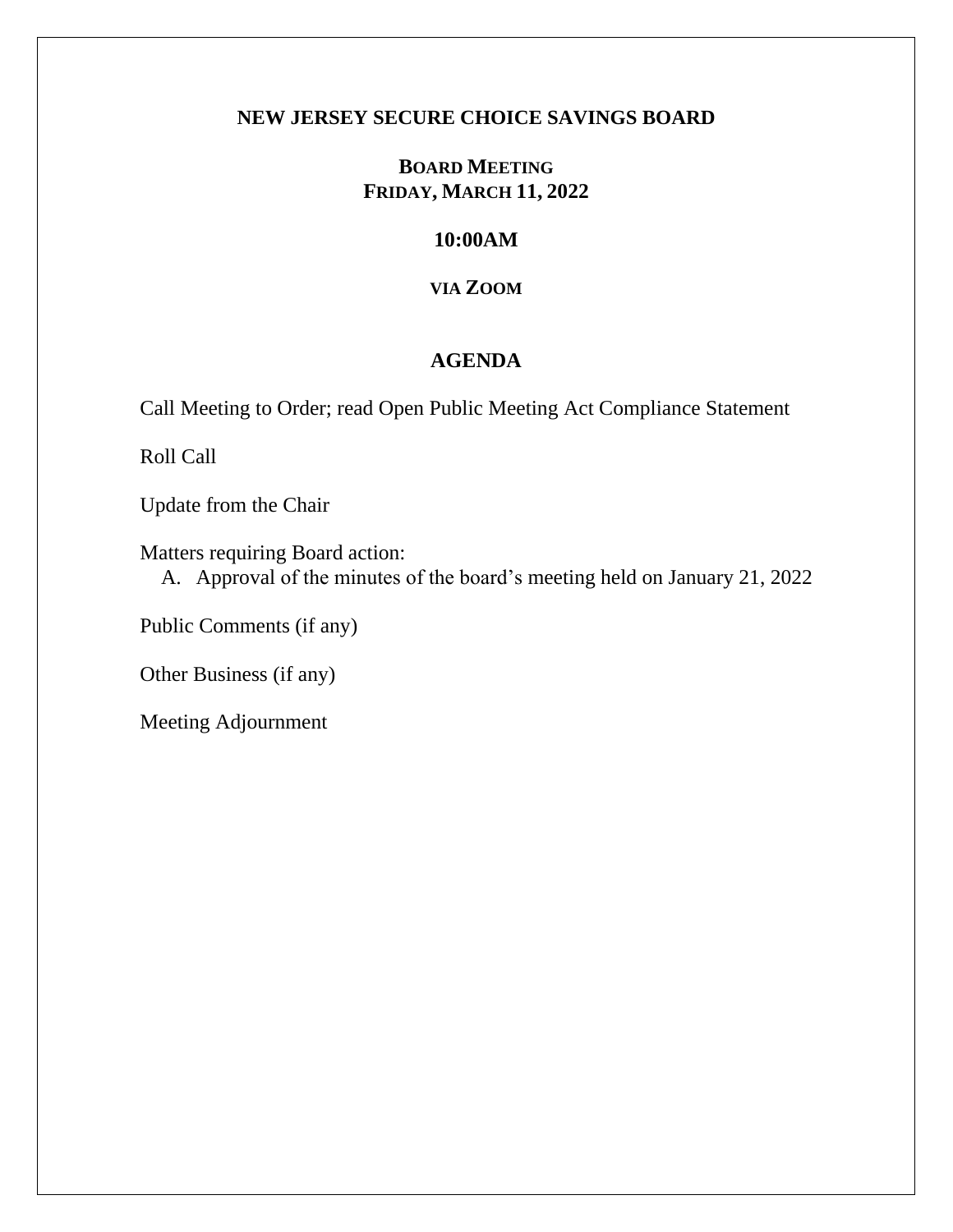# NEW JERSEY SECURE CHOICE SAVINGS BOARD

## BOARD MEETING
## FRIDAY, MARCH 11, 2022

### 10:00AM

### VIA ZOOM

## AGENDA

Call Meeting to Order; read Open Public Meeting Act Compliance Statement

Roll Call

Update from the Chair

Matters requiring Board action:

A. Approval of the minutes of the board's meeting held on January 21, 2022

Public Comments (if any)

Other Business (if any)

Meeting Adjournment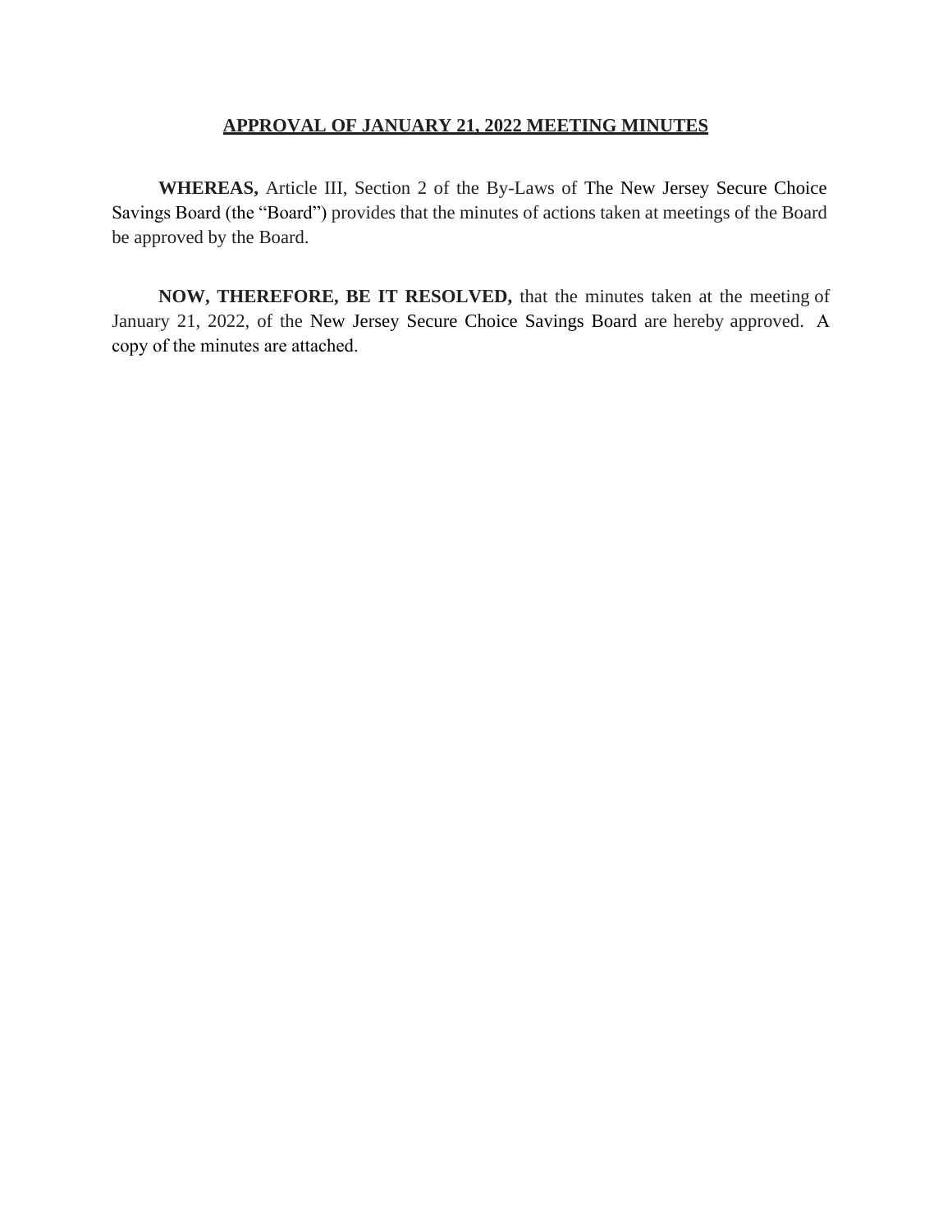## APPROVAL OF JANUARY 21, 2022 MEETING MINUTES

**WHEREAS,** Article III, Section 2 of the By-Laws of The New Jersey Secure Choice Savings Board (the "Board") provides that the minutes of actions taken at meetings of the Board be approved by the Board.

**NOW, THEREFORE, BE IT RESOLVED,** that the minutes taken at the meeting of January 21, 2022, of the New Jersey Secure Choice Savings Board are hereby approved. A copy of the minutes are attached.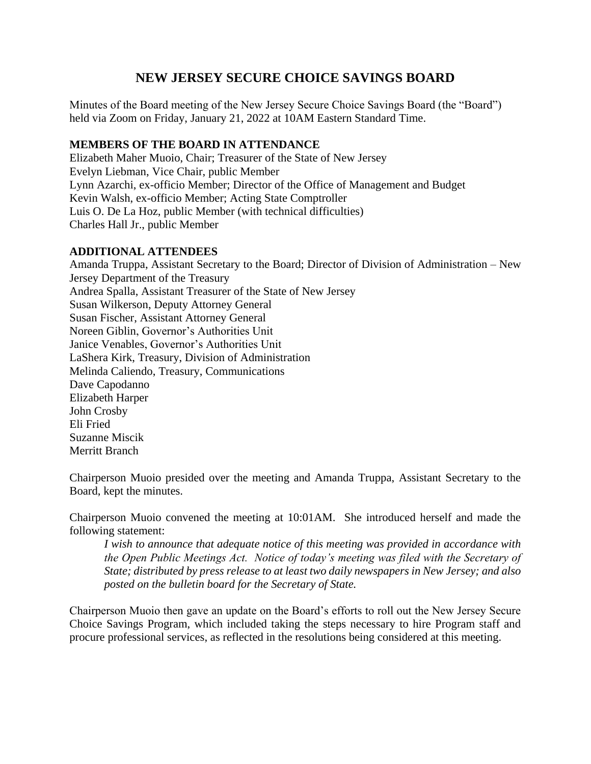# NEW JERSEY SECURE CHOICE SAVINGS BOARD

Minutes of the Board meeting of the New Jersey Secure Choice Savings Board (the "Board") held via Zoom on Friday, January 21, 2022 at 10AM Eastern Standard Time.

**MEMBERS OF THE BOARD IN ATTENDANCE**

Elizabeth Maher Muoio, Chair; Treasurer of the State of New Jersey
Evelyn Liebman, Vice Chair, public Member
Lynn Azarchi, ex-officio Member; Director of the Office of Management and Budget
Kevin Walsh, ex-officio Member; Acting State Comptroller
Luis O. De La Hoz, public Member (with technical difficulties)
Charles Hall Jr., public Member

**ADDITIONAL ATTENDEES**

Amanda Truppa, Assistant Secretary to the Board; Director of Division of Administration – New Jersey Department of the Treasury
Andrea Spalla, Assistant Treasurer of the State of New Jersey
Susan Wilkerson, Deputy Attorney General
Susan Fischer, Assistant Attorney General
Noreen Giblin, Governor's Authorities Unit
Janice Venables, Governor's Authorities Unit
LaShera Kirk, Treasury, Division of Administration
Melinda Caliendo, Treasury, Communications
Dave Capodanno
Elizabeth Harper
John Crosby
Eli Fried
Suzanne Miscik
Merritt Branch

Chairperson Muoio presided over the meeting and Amanda Truppa, Assistant Secretary to the Board, kept the minutes.

Chairperson Muoio convened the meeting at 10:01AM. She introduced herself and made the following statement:

> *I wish to announce that adequate notice of this meeting was provided in accordance with the Open Public Meetings Act. Notice of today's meeting was filed with the Secretary of State; distributed by press release to at least two daily newspapers in New Jersey; and also posted on the bulletin board for the Secretary of State.*

Chairperson Muoio then gave an update on the Board's efforts to roll out the New Jersey Secure Choice Savings Program, which included taking the steps necessary to hire Program staff and procure professional services, as reflected in the resolutions being considered at this meeting.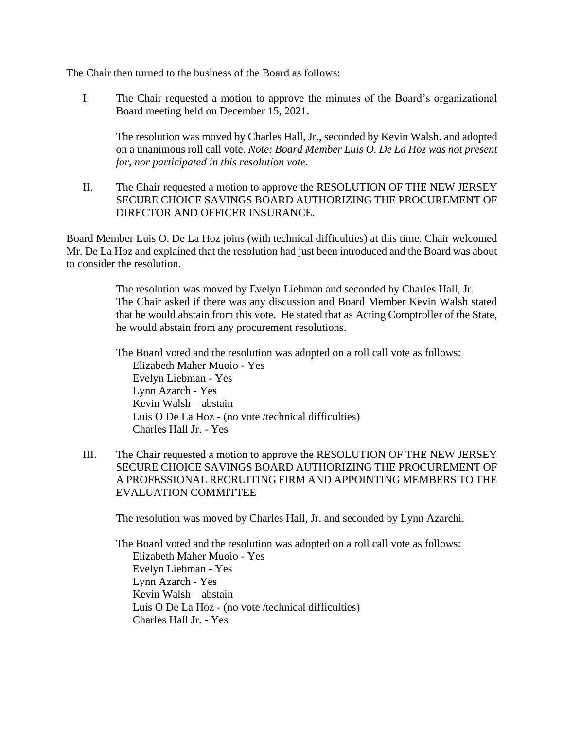The Chair then turned to the business of the Board as follows:

I. The Chair requested a motion to approve the minutes of the Board's organizational Board meeting held on December 15, 2021.

   The resolution was moved by Charles Hall, Jr., seconded by Kevin Walsh. and adopted on a unanimous roll call vote. *Note: Board Member Luis O. De La Hoz was not present for, nor participated in this resolution vote*.

II. The Chair requested a motion to approve the RESOLUTION OF THE NEW JERSEY SECURE CHOICE SAVINGS BOARD AUTHORIZING THE PROCUREMENT OF DIRECTOR AND OFFICER INSURANCE.

Board Member Luis O. De La Hoz joins (with technical difficulties) at this time. Chair welcomed Mr. De La Hoz and explained that the resolution had just been introduced and the Board was about to consider the resolution.

The resolution was moved by Evelyn Liebman and seconded by Charles Hall, Jr. The Chair asked if there was any discussion and Board Member Kevin Walsh stated that he would abstain from this vote. He stated that as Acting Comptroller of the State, he would abstain from any procurement resolutions.

The Board voted and the resolution was adopted on a roll call vote as follows:
- Elizabeth Maher Muoio - Yes
- Evelyn Liebman - Yes
- Lynn Azarch - Yes
- Kevin Walsh – abstain
- Luis O De La Hoz - (no vote /technical difficulties)
- Charles Hall Jr. - Yes

III. The Chair requested a motion to approve the RESOLUTION OF THE NEW JERSEY SECURE CHOICE SAVINGS BOARD AUTHORIZING THE PROCUREMENT OF A PROFESSIONAL RECRUITING FIRM AND APPOINTING MEMBERS TO THE EVALUATION COMMITTEE

   The resolution was moved by Charles Hall, Jr. and seconded by Lynn Azarchi.

   The Board voted and the resolution was adopted on a roll call vote as follows:
   - Elizabeth Maher Muoio - Yes
   - Evelyn Liebman - Yes
   - Lynn Azarch - Yes
   - Kevin Walsh – abstain
   - Luis O De La Hoz - (no vote /technical difficulties)
   - Charles Hall Jr. - Yes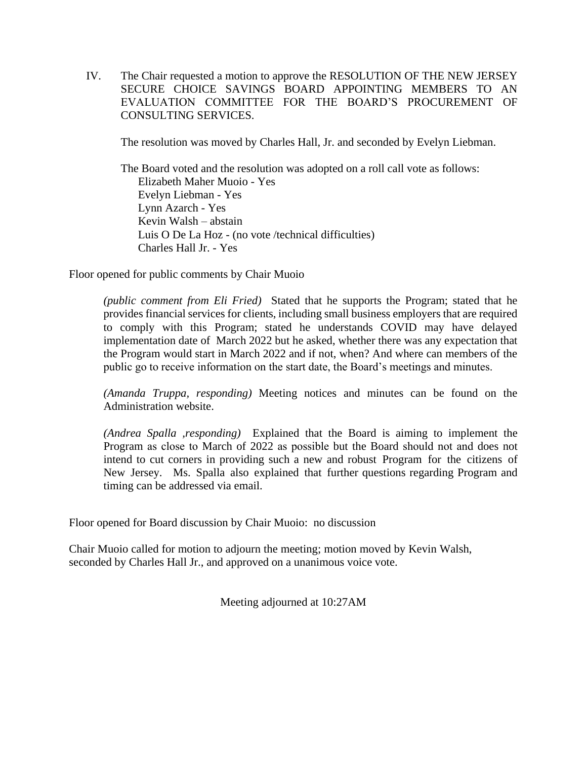IV. The Chair requested a motion to approve the RESOLUTION OF THE NEW JERSEY SECURE CHOICE SAVINGS BOARD APPOINTING MEMBERS TO AN EVALUATION COMMITTEE FOR THE BOARD'S PROCUREMENT OF CONSULTING SERVICES.

The resolution was moved by Charles Hall, Jr. and seconded by Evelyn Liebman.

The Board voted and the resolution was adopted on a roll call vote as follows:
- Elizabeth Maher Muoio - Yes
- Evelyn Liebman - Yes
- Lynn Azarch - Yes
- Kevin Walsh – abstain
- Luis O De La Hoz - (no vote /technical difficulties)
- Charles Hall Jr. - Yes

Floor opened for public comments by Chair Muoio

*(public comment from Eli Fried)* Stated that he supports the Program; stated that he provides financial services for clients, including small business employers that are required to comply with this Program; stated he understands COVID may have delayed implementation date of March 2022 but he asked, whether there was any expectation that the Program would start in March 2022 and if not, when? And where can members of the public go to receive information on the start date, the Board's meetings and minutes.

*(Amanda Truppa, responding)* Meeting notices and minutes can be found on the Administration website.

*(Andrea Spalla ,responding)* Explained that the Board is aiming to implement the Program as close to March of 2022 as possible but the Board should not and does not intend to cut corners in providing such a new and robust Program for the citizens of New Jersey. Ms. Spalla also explained that further questions regarding Program and timing can be addressed via email.

Floor opened for Board discussion by Chair Muoio: no discussion

Chair Muoio called for motion to adjourn the meeting; motion moved by Kevin Walsh, seconded by Charles Hall Jr., and approved on a unanimous voice vote.

Meeting adjourned at 10:27AM